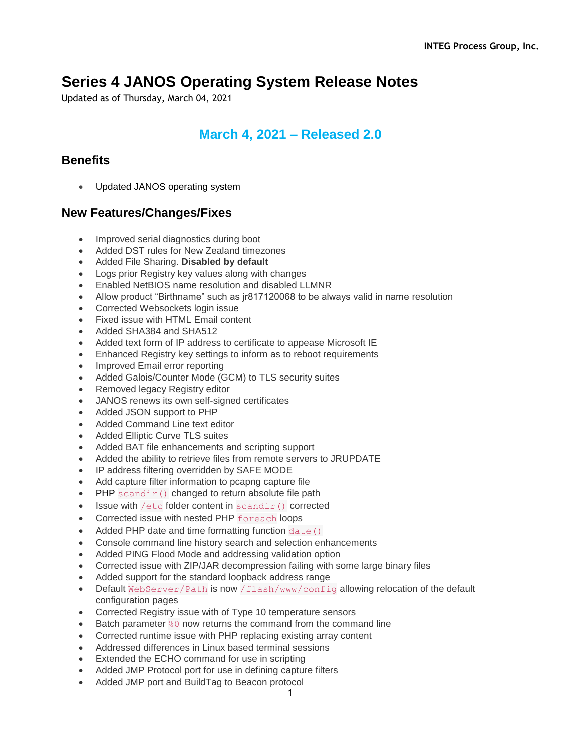**INTEG Process Group, Inc.**

# Series 4 JANOS Operating System Release Notes

Updated as of Thursday, March 04, 2021

## March 4, 2021 – Released 2.0

### Benefits

- Updated JANOS operating system

### New Features/Changes/Fixes

- Improved serial diagnostics during boot
- Added DST rules for New Zealand timezones
- Added File Sharing. **Disabled by default**
- Logs prior Registry key values along with changes
- Enabled NetBIOS name resolution and disabled LLMNR
- Allow product "Birthname" such as jr817120068 to be always valid in name resolution
- Corrected Websockets login issue
- Fixed issue with HTML Email content
- Added SHA384 and SHA512
- Added text form of IP address to certificate to appease Microsoft IE
- Enhanced Registry key settings to inform as to reboot requirements
- Improved Email error reporting
- Added Galois/Counter Mode (GCM) to TLS security suites
- Removed legacy Registry editor
- JANOS renews its own self-signed certificates
- Added JSON support to PHP
- Added Command Line text editor
- Added Elliptic Curve TLS suites
- Added BAT file enhancements and scripting support
- Added the ability to retrieve files from remote servers to JRUPDATE
- IP address filtering overridden by SAFE MODE
- Add capture filter information to pcapng capture file
- PHP `scandir()` changed to return absolute file path
- Issue with `/etc` folder content in `scandir()` corrected
- Corrected issue with nested PHP `foreach` loops
- Added PHP date and time formatting function `date()`
- Console command line history search and selection enhancements
- Added PING Flood Mode and addressing validation option
- Corrected issue with ZIP/JAR decompression failing with some large binary files
- Added support for the standard loopback address range
- Default `WebServer/Path` is now `/flash/www/config` allowing relocation of the default configuration pages
- Corrected Registry issue with of Type 10 temperature sensors
- Batch parameter `%0` now returns the command from the command line
- Corrected runtime issue with PHP replacing existing array content
- Addressed differences in Linux based terminal sessions
- Extended the ECHO command for use in scripting
- Added JMP Protocol port for use in defining capture filters
- Added JMP port and BuildTag to Beacon protocol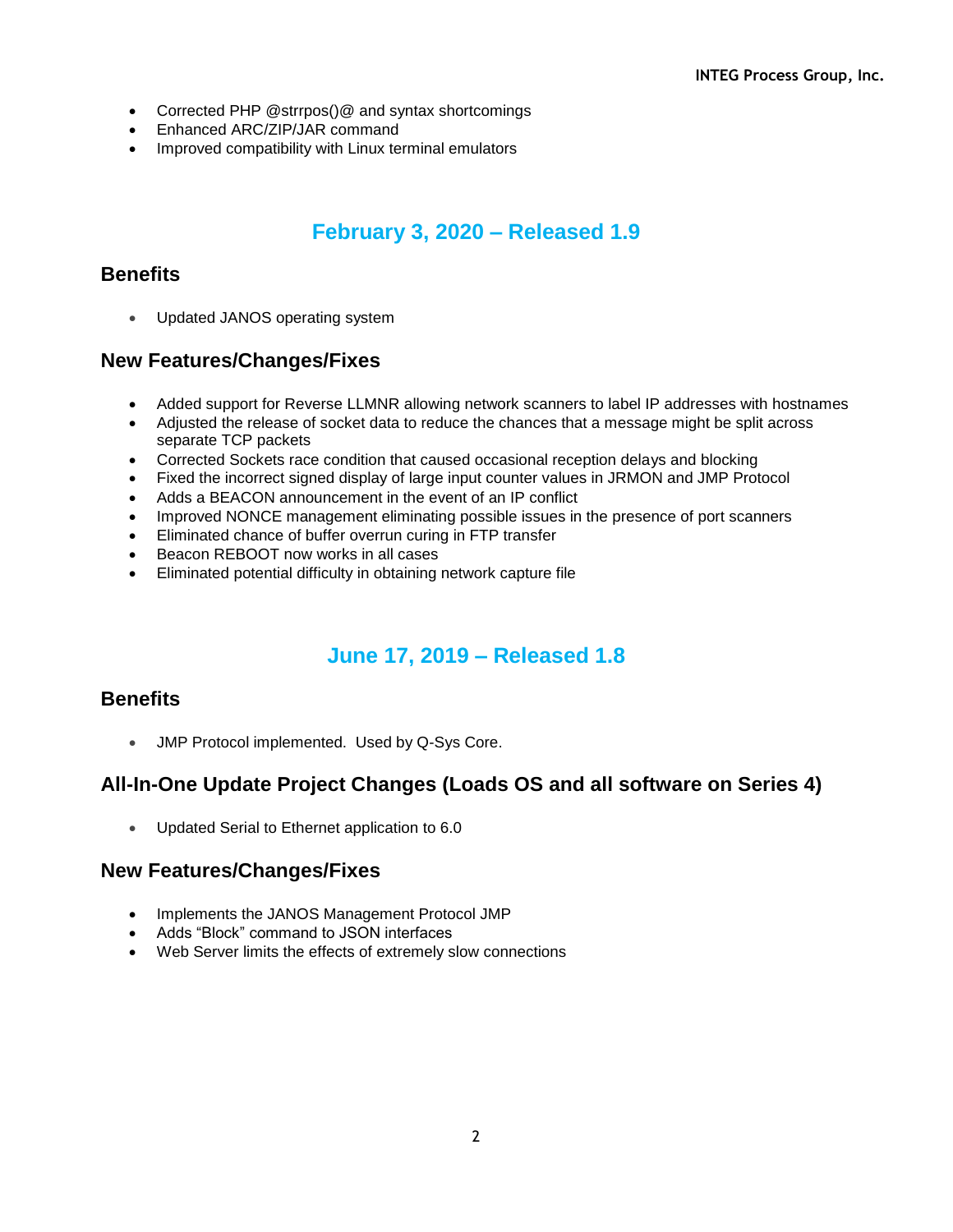- Corrected PHP @strrpos()@ and syntax shortcomings
- Enhanced ARC/ZIP/JAR command
- Improved compatibility with Linux terminal emulators

## February 3, 2020 – Released 1.9

### Benefits

- Updated JANOS operating system

### New Features/Changes/Fixes

- Added support for Reverse LLMNR allowing network scanners to label IP addresses with hostnames
- Adjusted the release of socket data to reduce the chances that a message might be split across separate TCP packets
- Corrected Sockets race condition that caused occasional reception delays and blocking
- Fixed the incorrect signed display of large input counter values in JRMON and JMP Protocol
- Adds a BEACON announcement in the event of an IP conflict
- Improved NONCE management eliminating possible issues in the presence of port scanners
- Eliminated chance of buffer overrun curing in FTP transfer
- Beacon REBOOT now works in all cases
- Eliminated potential difficulty in obtaining network capture file

## June 17, 2019 – Released 1.8

### Benefits

- JMP Protocol implemented. Used by Q-Sys Core.

### All-In-One Update Project Changes (Loads OS and all software on Series 4)

- Updated Serial to Ethernet application to 6.0

### New Features/Changes/Fixes

- Implements the JANOS Management Protocol JMP
- Adds “Block” command to JSON interfaces
- Web Server limits the effects of extremely slow connections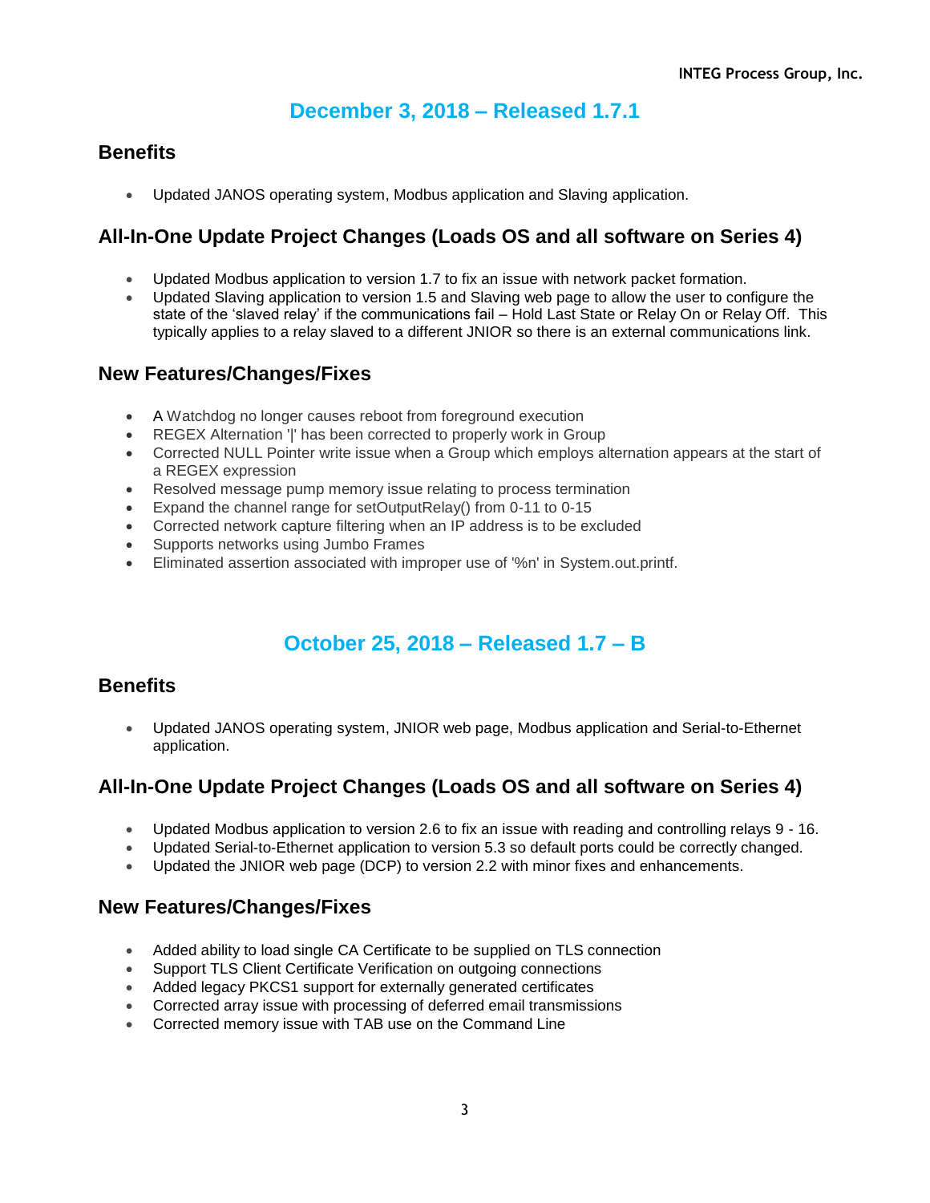## December 3, 2018 – Released 1.7.1

### Benefits

- Updated JANOS operating system, Modbus application and Slaving application.

### All-In-One Update Project Changes (Loads OS and all software on Series 4)

- Updated Modbus application to version 1.7 to fix an issue with network packet formation.
- Updated Slaving application to version 1.5 and Slaving web page to allow the user to configure the state of the 'slaved relay' if the communications fail – Hold Last State or Relay On or Relay Off. This typically applies to a relay slaved to a different JNIOR so there is an external communications link.

### New Features/Changes/Fixes

- A Watchdog no longer causes reboot from foreground execution
- REGEX Alternation '|' has been corrected to properly work in Group
- Corrected NULL Pointer write issue when a Group which employs alternation appears at the start of a REGEX expression
- Resolved message pump memory issue relating to process termination
- Expand the channel range for setOutputRelay() from 0-11 to 0-15
- Corrected network capture filtering when an IP address is to be excluded
- Supports networks using Jumbo Frames
- Eliminated assertion associated with improper use of '%n' in System.out.printf.

## October 25, 2018 – Released 1.7 – B

### Benefits

- Updated JANOS operating system, JNIOR web page, Modbus application and Serial-to-Ethernet application.

### All-In-One Update Project Changes (Loads OS and all software on Series 4)

- Updated Modbus application to version 2.6 to fix an issue with reading and controlling relays 9 - 16.
- Updated Serial-to-Ethernet application to version 5.3 so default ports could be correctly changed.
- Updated the JNIOR web page (DCP) to version 2.2 with minor fixes and enhancements.

### New Features/Changes/Fixes

- Added ability to load single CA Certificate to be supplied on TLS connection
- Support TLS Client Certificate Verification on outgoing connections
- Added legacy PKCS1 support for externally generated certificates
- Corrected array issue with processing of deferred email transmissions
- Corrected memory issue with TAB use on the Command Line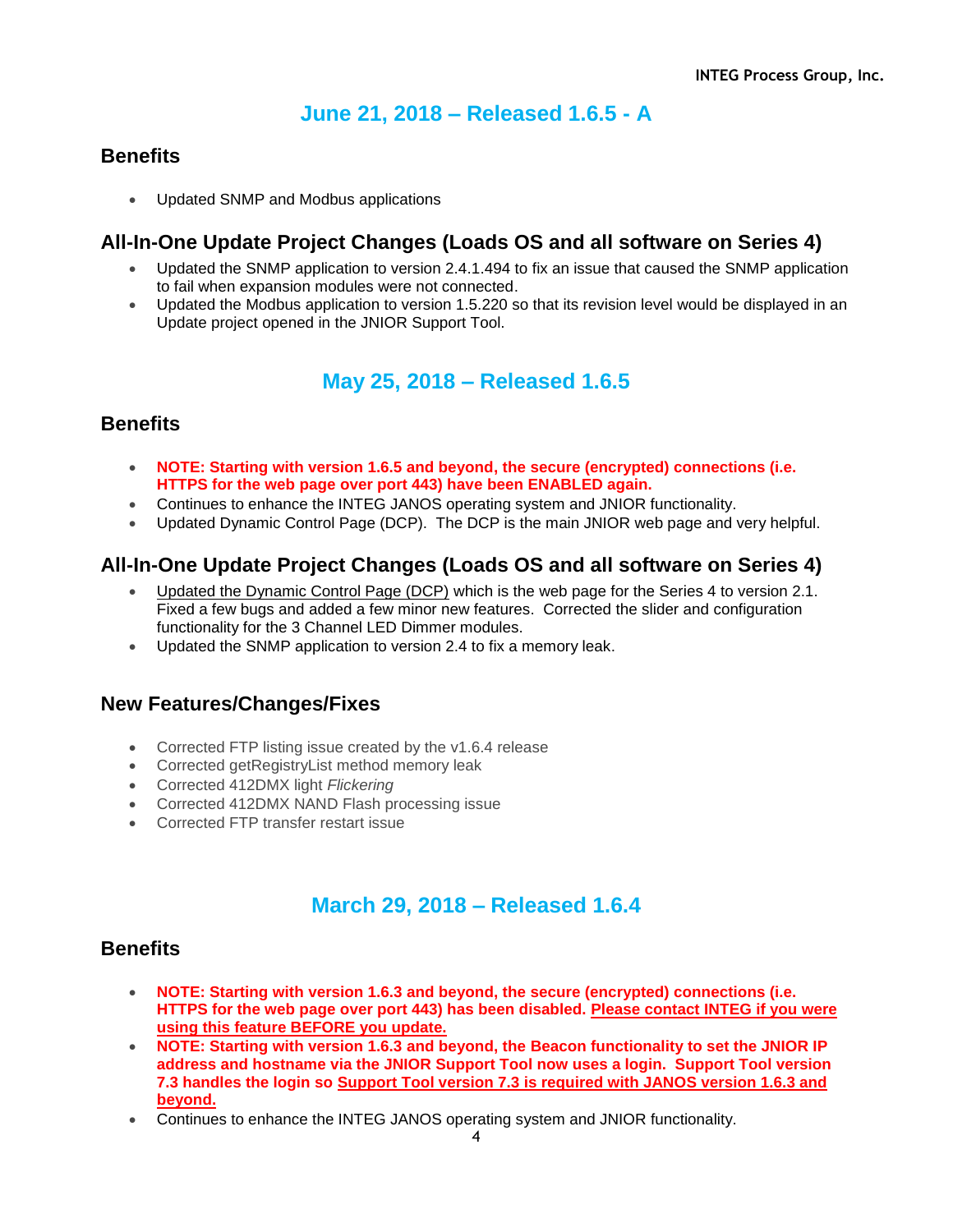## June 21, 2018 – Released 1.6.5 - A

### Benefits

- Updated SNMP and Modbus applications

### All-In-One Update Project Changes (Loads OS and all software on Series 4)

- Updated the SNMP application to version 2.4.1.494 to fix an issue that caused the SNMP application to fail when expansion modules were not connected.
- Updated the Modbus application to version 1.5.220 so that its revision level would be displayed in an Update project opened in the JNIOR Support Tool.

## May 25, 2018 – Released 1.6.5

### Benefits

- **NOTE: Starting with version 1.6.5 and beyond, the secure (encrypted) connections (i.e. HTTPS for the web page over port 443) have been ENABLED again.**
- Continues to enhance the INTEG JANOS operating system and JNIOR functionality.
- Updated Dynamic Control Page (DCP). The DCP is the main JNIOR web page and very helpful.

### All-In-One Update Project Changes (Loads OS and all software on Series 4)

- Updated the Dynamic Control Page (DCP) which is the web page for the Series 4 to version 2.1. Fixed a few bugs and added a few minor new features. Corrected the slider and configuration functionality for the 3 Channel LED Dimmer modules.
- Updated the SNMP application to version 2.4 to fix a memory leak.

### New Features/Changes/Fixes

- Corrected FTP listing issue created by the v1.6.4 release
- Corrected getRegistryList method memory leak
- Corrected 412DMX light *Flickering*
- Corrected 412DMX NAND Flash processing issue
- Corrected FTP transfer restart issue

## March 29, 2018 – Released 1.6.4

### Benefits

- **NOTE: Starting with version 1.6.3 and beyond, the secure (encrypted) connections (i.e. HTTPS for the web page over port 443) has been disabled. Please contact INTEG if you were using this feature BEFORE you update.**
- **NOTE: Starting with version 1.6.3 and beyond, the Beacon functionality to set the JNIOR IP address and hostname via the JNIOR Support Tool now uses a login. Support Tool version 7.3 handles the login so Support Tool version 7.3 is required with JANOS version 1.6.3 and beyond.**
- Continues to enhance the INTEG JANOS operating system and JNIOR functionality.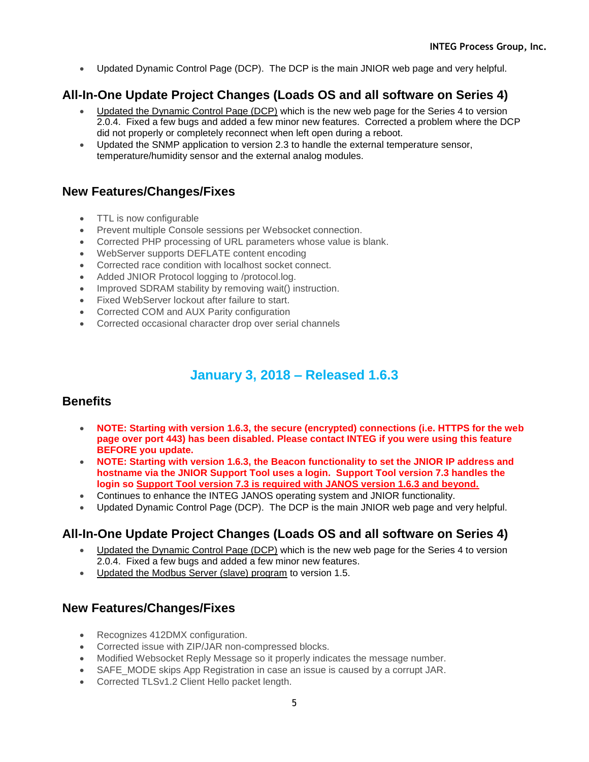- Updated Dynamic Control Page (DCP). The DCP is the main JNIOR web page and very helpful.

## All-In-One Update Project Changes (Loads OS and all software on Series 4)

- Updated the Dynamic Control Page (DCP) which is the new web page for the Series 4 to version 2.0.4. Fixed a few bugs and added a few minor new features. Corrected a problem where the DCP did not properly or completely reconnect when left open during a reboot.
- Updated the SNMP application to version 2.3 to handle the external temperature sensor, temperature/humidity sensor and the external analog modules.

## New Features/Changes/Fixes

- TTL is now configurable
- Prevent multiple Console sessions per Websocket connection.
- Corrected PHP processing of URL parameters whose value is blank.
- WebServer supports DEFLATE content encoding
- Corrected race condition with localhost socket connect.
- Added JNIOR Protocol logging to /protocol.log.
- Improved SDRAM stability by removing wait() instruction.
- Fixed WebServer lockout after failure to start.
- Corrected COM and AUX Parity configuration
- Corrected occasional character drop over serial channels

# January 3, 2018 – Released 1.6.3

## Benefits

- **NOTE: Starting with version 1.6.3, the secure (encrypted) connections (i.e. HTTPS for the web page over port 443) has been disabled. Please contact INTEG if you were using this feature BEFORE you update.**
- **NOTE: Starting with version 1.6.3, the Beacon functionality to set the JNIOR IP address and hostname via the JNIOR Support Tool uses a login. Support Tool version 7.3 handles the login so Support Tool version 7.3 is required with JANOS version 1.6.3 and beyond.**
- Continues to enhance the INTEG JANOS operating system and JNIOR functionality.
- Updated Dynamic Control Page (DCP). The DCP is the main JNIOR web page and very helpful.

## All-In-One Update Project Changes (Loads OS and all software on Series 4)

- Updated the Dynamic Control Page (DCP) which is the new web page for the Series 4 to version 2.0.4. Fixed a few bugs and added a few minor new features.
- Updated the Modbus Server (slave) program to version 1.5.

## New Features/Changes/Fixes

- Recognizes 412DMX configuration.
- Corrected issue with ZIP/JAR non-compressed blocks.
- Modified Websocket Reply Message so it properly indicates the message number.
- SAFE_MODE skips App Registration in case an issue is caused by a corrupt JAR.
- Corrected TLSv1.2 Client Hello packet length.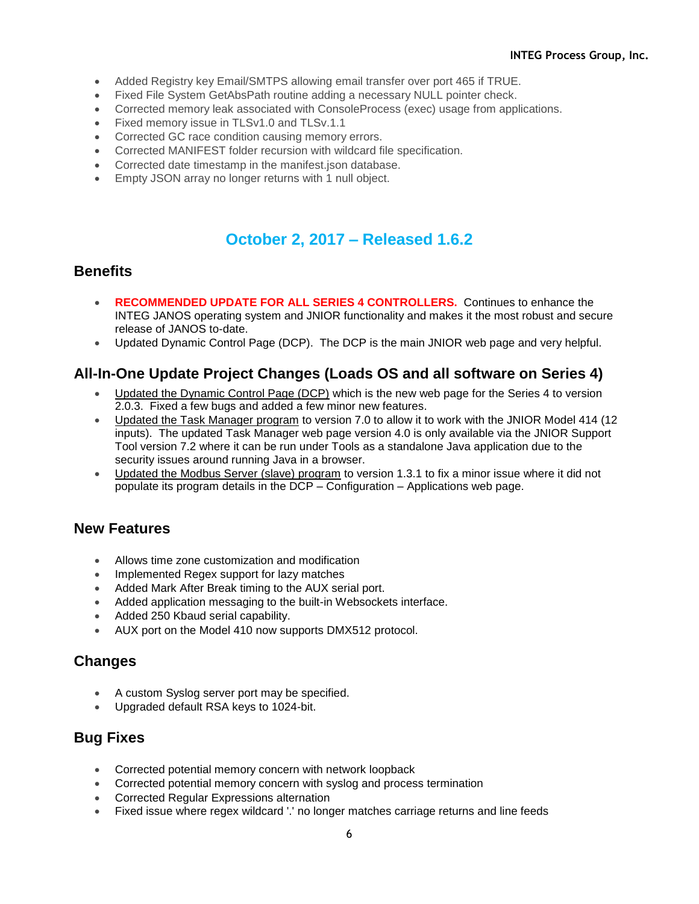- Added Registry key Email/SMTPS allowing email transfer over port 465 if TRUE.
- Fixed File System GetAbsPath routine adding a necessary NULL pointer check.
- Corrected memory leak associated with ConsoleProcess (exec) usage from applications.
- Fixed memory issue in TLSv1.0 and TLSv.1.1
- Corrected GC race condition causing memory errors.
- Corrected MANIFEST folder recursion with wildcard file specification.
- Corrected date timestamp in the manifest.json database.
- Empty JSON array no longer returns with 1 null object.

# October 2, 2017 – Released 1.6.2

## Benefits

- **RECOMMENDED UPDATE FOR ALL SERIES 4 CONTROLLERS.** Continues to enhance the INTEG JANOS operating system and JNIOR functionality and makes it the most robust and secure release of JANOS to-date.
- Updated Dynamic Control Page (DCP). The DCP is the main JNIOR web page and very helpful.

## All-In-One Update Project Changes (Loads OS and all software on Series 4)

- Updated the Dynamic Control Page (DCP) which is the new web page for the Series 4 to version 2.0.3. Fixed a few bugs and added a few minor new features.
- Updated the Task Manager program to version 7.0 to allow it to work with the JNIOR Model 414 (12 inputs). The updated Task Manager web page version 4.0 is only available via the JNIOR Support Tool version 7.2 where it can be run under Tools as a standalone Java application due to the security issues around running Java in a browser.
- Updated the Modbus Server (slave) program to version 1.3.1 to fix a minor issue where it did not populate its program details in the DCP – Configuration – Applications web page.

## New Features

- Allows time zone customization and modification
- Implemented Regex support for lazy matches
- Added Mark After Break timing to the AUX serial port.
- Added application messaging to the built-in Websockets interface.
- Added 250 Kbaud serial capability.
- AUX port on the Model 410 now supports DMX512 protocol.

## Changes

- A custom Syslog server port may be specified.
- Upgraded default RSA keys to 1024-bit.

## Bug Fixes

- Corrected potential memory concern with network loopback
- Corrected potential memory concern with syslog and process termination
- Corrected Regular Expressions alternation
- Fixed issue where regex wildcard '.' no longer matches carriage returns and line feeds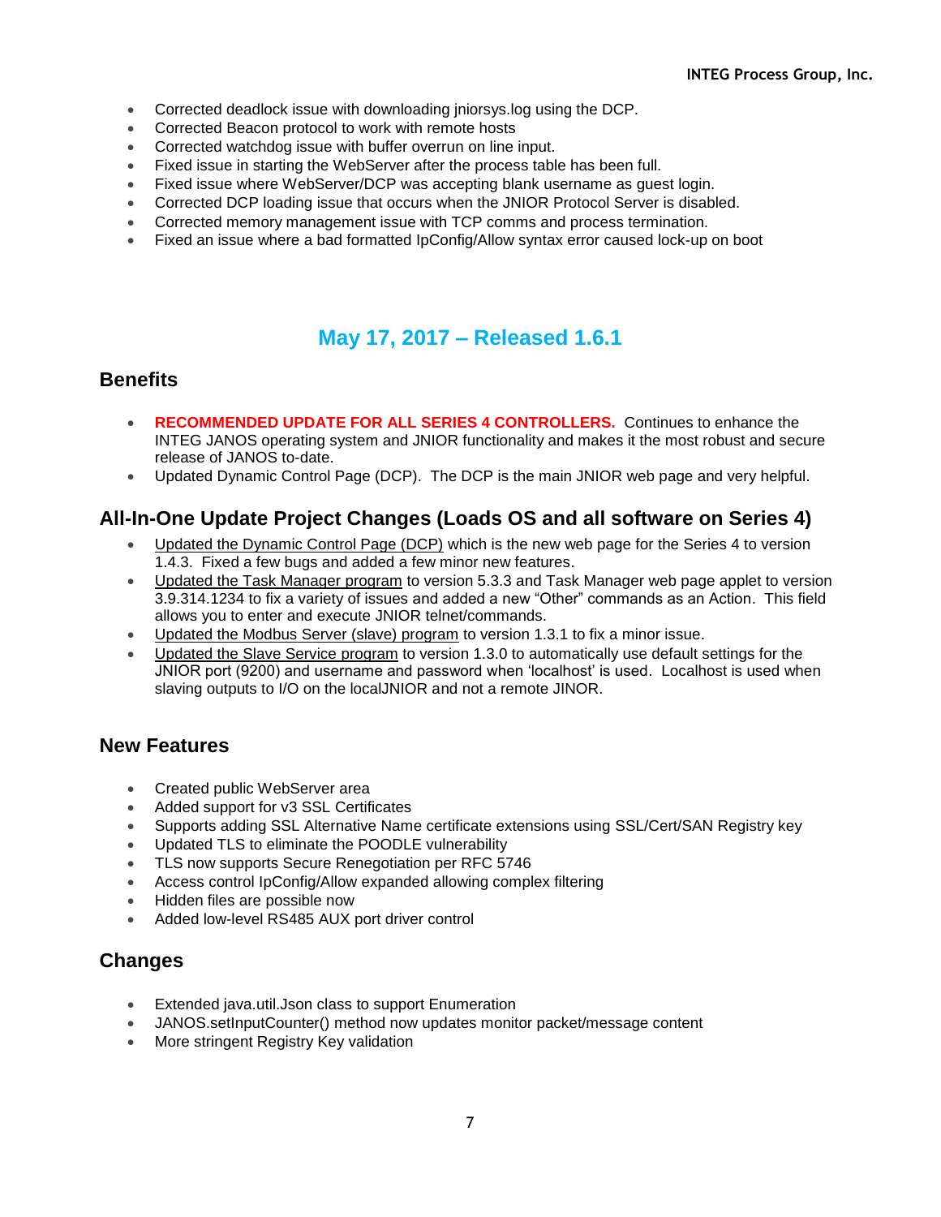- Corrected deadlock issue with downloading jniorsys.log using the DCP.
- Corrected Beacon protocol to work with remote hosts
- Corrected watchdog issue with buffer overrun on line input.
- Fixed issue in starting the WebServer after the process table has been full.
- Fixed issue where WebServer/DCP was accepting blank username as guest login.
- Corrected DCP loading issue that occurs when the JNIOR Protocol Server is disabled.
- Corrected memory management issue with TCP comms and process termination.
- Fixed an issue where a bad formatted IpConfig/Allow syntax error caused lock-up on boot

## May 17, 2017 – Released 1.6.1

### Benefits

- **RECOMMENDED UPDATE FOR ALL SERIES 4 CONTROLLERS.** Continues to enhance the INTEG JANOS operating system and JNIOR functionality and makes it the most robust and secure release of JANOS to-date.
- Updated Dynamic Control Page (DCP). The DCP is the main JNIOR web page and very helpful.

### All-In-One Update Project Changes (Loads OS and all software on Series 4)

- Updated the Dynamic Control Page (DCP) which is the new web page for the Series 4 to version 1.4.3. Fixed a few bugs and added a few minor new features.
- Updated the Task Manager program to version 5.3.3 and Task Manager web page applet to version 3.9.314.1234 to fix a variety of issues and added a new "Other" commands as an Action. This field allows you to enter and execute JNIOR telnet/commands.
- Updated the Modbus Server (slave) program to version 1.3.1 to fix a minor issue.
- Updated the Slave Service program to version 1.3.0 to automatically use default settings for the JNIOR port (9200) and username and password when 'localhost' is used. Localhost is used when slaving outputs to I/O on the localJNIOR and not a remote JINOR.

### New Features

- Created public WebServer area
- Added support for v3 SSL Certificates
- Supports adding SSL Alternative Name certificate extensions using SSL/Cert/SAN Registry key
- Updated TLS to eliminate the POODLE vulnerability
- TLS now supports Secure Renegotiation per RFC 5746
- Access control IpConfig/Allow expanded allowing complex filtering
- Hidden files are possible now
- Added low-level RS485 AUX port driver control

### Changes

- Extended java.util.Json class to support Enumeration
- JANOS.setInputCounter() method now updates monitor packet/message content
- More stringent Registry Key validation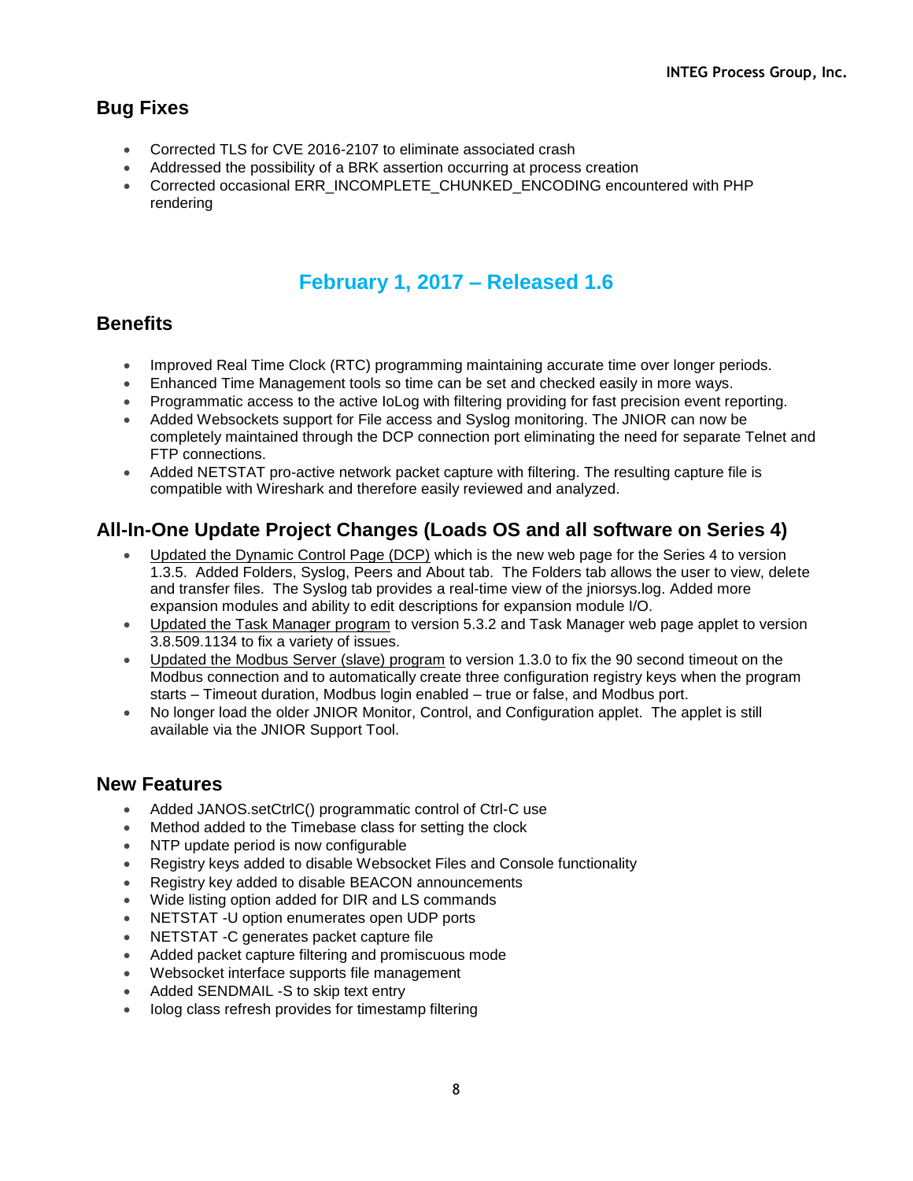## Bug Fixes

- Corrected TLS for CVE 2016-2107 to eliminate associated crash
- Addressed the possibility of a BRK assertion occurring at process creation
- Corrected occasional ERR_INCOMPLETE_CHUNKED_ENCODING encountered with PHP rendering

# February 1, 2017 – Released 1.6

## Benefits

- Improved Real Time Clock (RTC) programming maintaining accurate time over longer periods.
- Enhanced Time Management tools so time can be set and checked easily in more ways.
- Programmatic access to the active IoLog with filtering providing for fast precision event reporting.
- Added Websockets support for File access and Syslog monitoring. The JNIOR can now be completely maintained through the DCP connection port eliminating the need for separate Telnet and FTP connections.
- Added NETSTAT pro-active network packet capture with filtering. The resulting capture file is compatible with Wireshark and therefore easily reviewed and analyzed.

## All-In-One Update Project Changes (Loads OS and all software on Series 4)

- Updated the Dynamic Control Page (DCP) which is the new web page for the Series 4 to version 1.3.5. Added Folders, Syslog, Peers and About tab. The Folders tab allows the user to view, delete and transfer files. The Syslog tab provides a real-time view of the jniorsys.log. Added more expansion modules and ability to edit descriptions for expansion module I/O.
- Updated the Task Manager program to version 5.3.2 and Task Manager web page applet to version 3.8.509.1134 to fix a variety of issues.
- Updated the Modbus Server (slave) program to version 1.3.0 to fix the 90 second timeout on the Modbus connection and to automatically create three configuration registry keys when the program starts – Timeout duration, Modbus login enabled – true or false, and Modbus port.
- No longer load the older JNIOR Monitor, Control, and Configuration applet. The applet is still available via the JNIOR Support Tool.

## New Features

- Added JANOS.setCtrlC() programmatic control of Ctrl-C use
- Method added to the Timebase class for setting the clock
- NTP update period is now configurable
- Registry keys added to disable Websocket Files and Console functionality
- Registry key added to disable BEACON announcements
- Wide listing option added for DIR and LS commands
- NETSTAT -U option enumerates open UDP ports
- NETSTAT -C generates packet capture file
- Added packet capture filtering and promiscuous mode
- Websocket interface supports file management
- Added SENDMAIL -S to skip text entry
- Iolog class refresh provides for timestamp filtering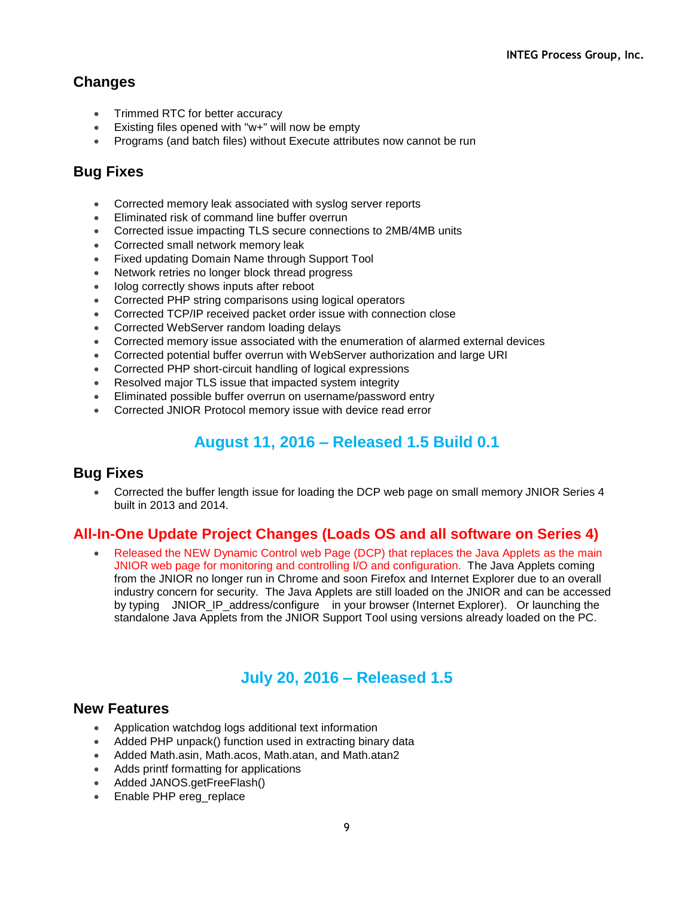## Changes

- Trimmed RTC for better accuracy
- Existing files opened with "w+" will now be empty
- Programs (and batch files) without Execute attributes now cannot be run

## Bug Fixes

- Corrected memory leak associated with syslog server reports
- Eliminated risk of command line buffer overrun
- Corrected issue impacting TLS secure connections to 2MB/4MB units
- Corrected small network memory leak
- Fixed updating Domain Name through Support Tool
- Network retries no longer block thread progress
- Iolog correctly shows inputs after reboot
- Corrected PHP string comparisons using logical operators
- Corrected TCP/IP received packet order issue with connection close
- Corrected WebServer random loading delays
- Corrected memory issue associated with the enumeration of alarmed external devices
- Corrected potential buffer overrun with WebServer authorization and large URI
- Corrected PHP short-circuit handling of logical expressions
- Resolved major TLS issue that impacted system integrity
- Eliminated possible buffer overrun on username/password entry
- Corrected JNIOR Protocol memory issue with device read error

# August 11, 2016 – Released 1.5 Build 0.1

## Bug Fixes

- Corrected the buffer length issue for loading the DCP web page on small memory JNIOR Series 4 built in 2013 and 2014.

## All-In-One Update Project Changes (Loads OS and all software on Series 4)

- Released the NEW Dynamic Control web Page (DCP) that replaces the Java Applets as the main JNIOR web page for monitoring and controlling I/O and configuration. The Java Applets coming from the JNIOR no longer run in Chrome and soon Firefox and Internet Explorer due to an overall industry concern for security. The Java Applets are still loaded on the JNIOR and can be accessed by typing JNIOR_IP_address/configure in your browser (Internet Explorer). Or launching the standalone Java Applets from the JNIOR Support Tool using versions already loaded on the PC.

# July 20, 2016 – Released 1.5

## New Features

- Application watchdog logs additional text information
- Added PHP unpack() function used in extracting binary data
- Added Math.asin, Math.acos, Math.atan, and Math.atan2
- Adds printf formatting for applications
- Added JANOS.getFreeFlash()
- Enable PHP ereg_replace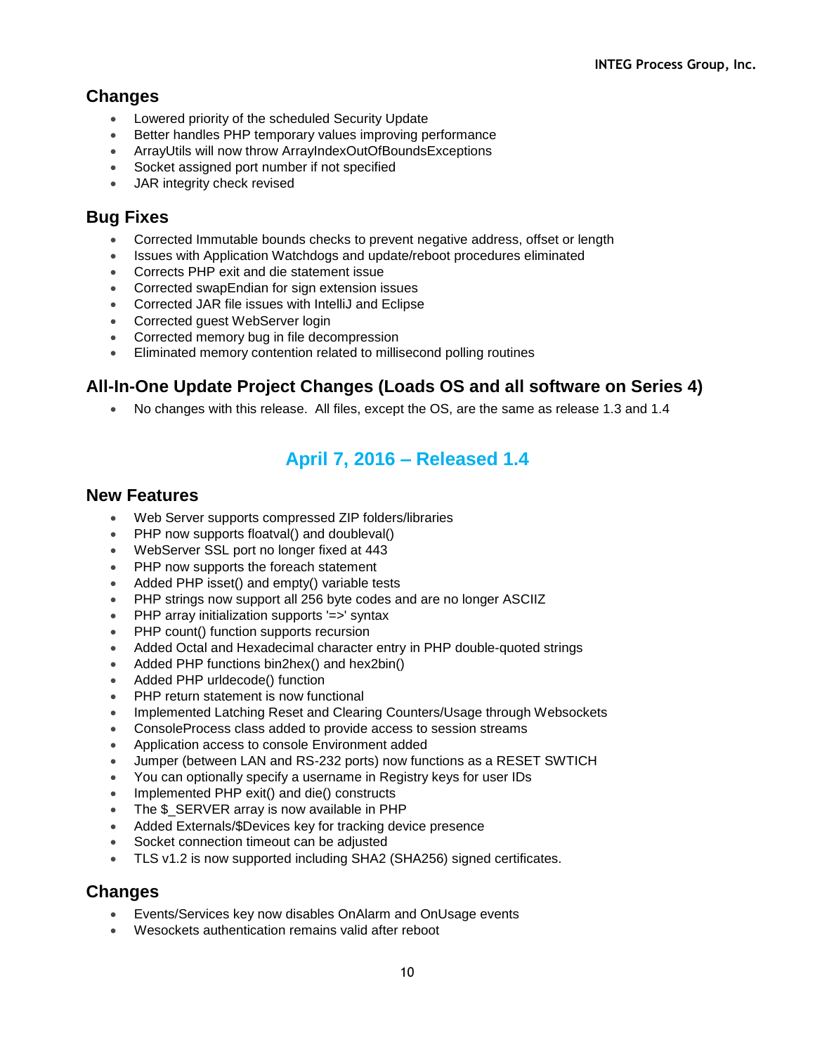## Changes

- Lowered priority of the scheduled Security Update
- Better handles PHP temporary values improving performance
- ArrayUtils will now throw ArrayIndexOutOfBoundsExceptions
- Socket assigned port number if not specified
- JAR integrity check revised

## Bug Fixes

- Corrected Immutable bounds checks to prevent negative address, offset or length
- Issues with Application Watchdogs and update/reboot procedures eliminated
- Corrects PHP exit and die statement issue
- Corrected swapEndian for sign extension issues
- Corrected JAR file issues with IntelliJ and Eclipse
- Corrected guest WebServer login
- Corrected memory bug in file decompression
- Eliminated memory contention related to millisecond polling routines

## All-In-One Update Project Changes (Loads OS and all software on Series 4)

- No changes with this release. All files, except the OS, are the same as release 1.3 and 1.4

# April 7, 2016 – Released 1.4

## New Features

- Web Server supports compressed ZIP folders/libraries
- PHP now supports floatval() and doubleval()
- WebServer SSL port no longer fixed at 443
- PHP now supports the foreach statement
- Added PHP isset() and empty() variable tests
- PHP strings now support all 256 byte codes and are no longer ASCIIZ
- PHP array initialization supports '=>' syntax
- PHP count() function supports recursion
- Added Octal and Hexadecimal character entry in PHP double-quoted strings
- Added PHP functions bin2hex() and hex2bin()
- Added PHP urldecode() function
- PHP return statement is now functional
- Implemented Latching Reset and Clearing Counters/Usage through Websockets
- ConsoleProcess class added to provide access to session streams
- Application access to console Environment added
- Jumper (between LAN and RS-232 ports) now functions as a RESET SWTICH
- You can optionally specify a username in Registry keys for user IDs
- Implemented PHP exit() and die() constructs
- The $_SERVER array is now available in PHP
- Added Externals/$Devices key for tracking device presence
- Socket connection timeout can be adjusted
- TLS v1.2 is now supported including SHA2 (SHA256) signed certificates.

## Changes

- Events/Services key now disables OnAlarm and OnUsage events
- Wesockets authentication remains valid after reboot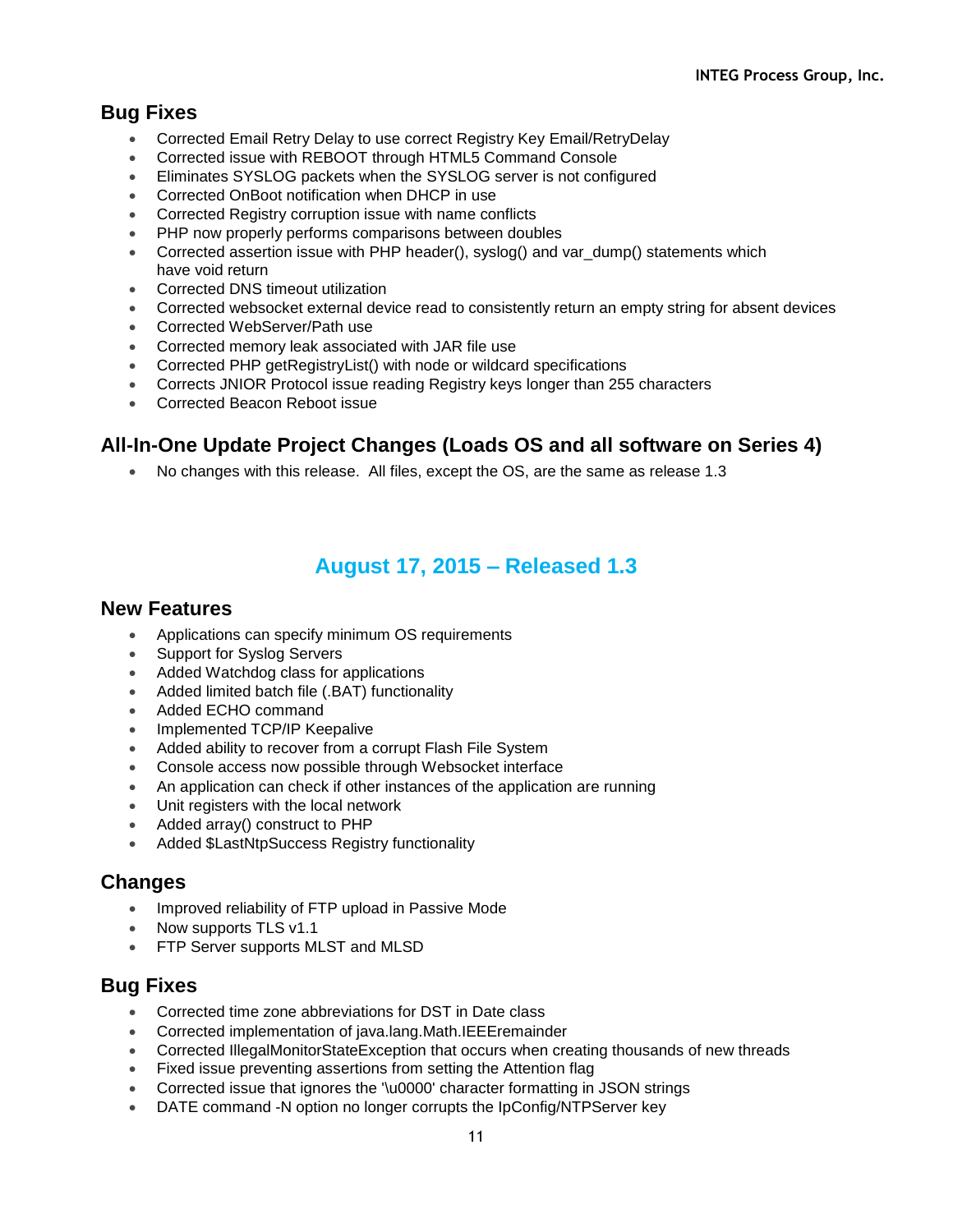## Bug Fixes

- Corrected Email Retry Delay to use correct Registry Key Email/RetryDelay
- Corrected issue with REBOOT through HTML5 Command Console
- Eliminates SYSLOG packets when the SYSLOG server is not configured
- Corrected OnBoot notification when DHCP in use
- Corrected Registry corruption issue with name conflicts
- PHP now properly performs comparisons between doubles
- Corrected assertion issue with PHP header(), syslog() and var_dump() statements which have void return
- Corrected DNS timeout utilization
- Corrected websocket external device read to consistently return an empty string for absent devices
- Corrected WebServer/Path use
- Corrected memory leak associated with JAR file use
- Corrected PHP getRegistryList() with node or wildcard specifications
- Corrects JNIOR Protocol issue reading Registry keys longer than 255 characters
- Corrected Beacon Reboot issue

## All-In-One Update Project Changes (Loads OS and all software on Series 4)

- No changes with this release. All files, except the OS, are the same as release 1.3

# August 17, 2015 – Released 1.3

## New Features

- Applications can specify minimum OS requirements
- Support for Syslog Servers
- Added Watchdog class for applications
- Added limited batch file (.BAT) functionality
- Added ECHO command
- Implemented TCP/IP Keepalive
- Added ability to recover from a corrupt Flash File System
- Console access now possible through Websocket interface
- An application can check if other instances of the application are running
- Unit registers with the local network
- Added array() construct to PHP
- Added $LastNtpSuccess Registry functionality

## Changes

- Improved reliability of FTP upload in Passive Mode
- Now supports TLS v1.1
- FTP Server supports MLST and MLSD

## Bug Fixes

- Corrected time zone abbreviations for DST in Date class
- Corrected implementation of java.lang.Math.IEEEremainder
- Corrected IllegalMonitorStateException that occurs when creating thousands of new threads
- Fixed issue preventing assertions from setting the Attention flag
- Corrected issue that ignores the '\u0000' character formatting in JSON strings
- DATE command -N option no longer corrupts the IpConfig/NTPServer key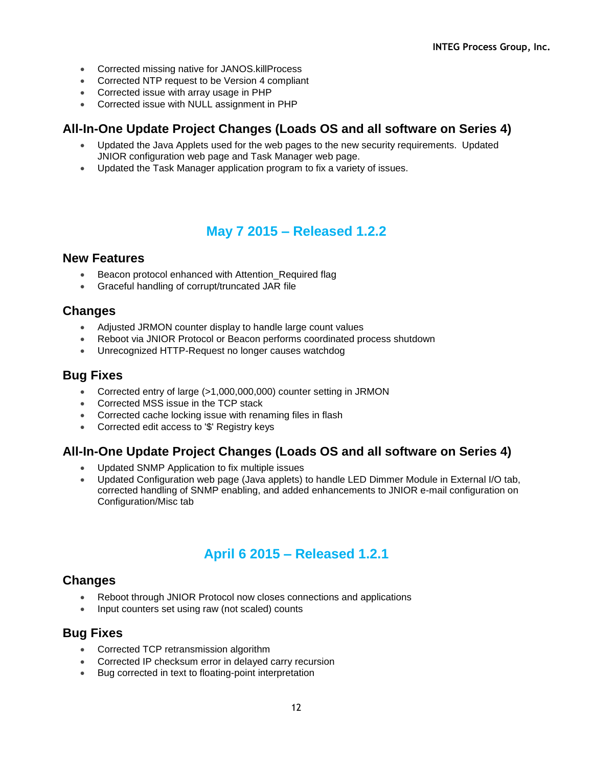- Corrected missing native for JANOS.killProcess
- Corrected NTP request to be Version 4 compliant
- Corrected issue with array usage in PHP
- Corrected issue with NULL assignment in PHP

### All-In-One Update Project Changes (Loads OS and all software on Series 4)

- Updated the Java Applets used for the web pages to the new security requirements. Updated JNIOR configuration web page and Task Manager web page.
- Updated the Task Manager application program to fix a variety of issues.

## May 7 2015 – Released 1.2.2

### New Features

- Beacon protocol enhanced with Attention_Required flag
- Graceful handling of corrupt/truncated JAR file

### Changes

- Adjusted JRMON counter display to handle large count values
- Reboot via JNIOR Protocol or Beacon performs coordinated process shutdown
- Unrecognized HTTP-Request no longer causes watchdog

### Bug Fixes

- Corrected entry of large (>1,000,000,000) counter setting in JRMON
- Corrected MSS issue in the TCP stack
- Corrected cache locking issue with renaming files in flash
- Corrected edit access to '$' Registry keys

### All-In-One Update Project Changes (Loads OS and all software on Series 4)

- Updated SNMP Application to fix multiple issues
- Updated Configuration web page (Java applets) to handle LED Dimmer Module in External I/O tab, corrected handling of SNMP enabling, and added enhancements to JNIOR e-mail configuration on Configuration/Misc tab

## April 6 2015 – Released 1.2.1

### Changes

- Reboot through JNIOR Protocol now closes connections and applications
- Input counters set using raw (not scaled) counts

### Bug Fixes

- Corrected TCP retransmission algorithm
- Corrected IP checksum error in delayed carry recursion
- Bug corrected in text to floating-point interpretation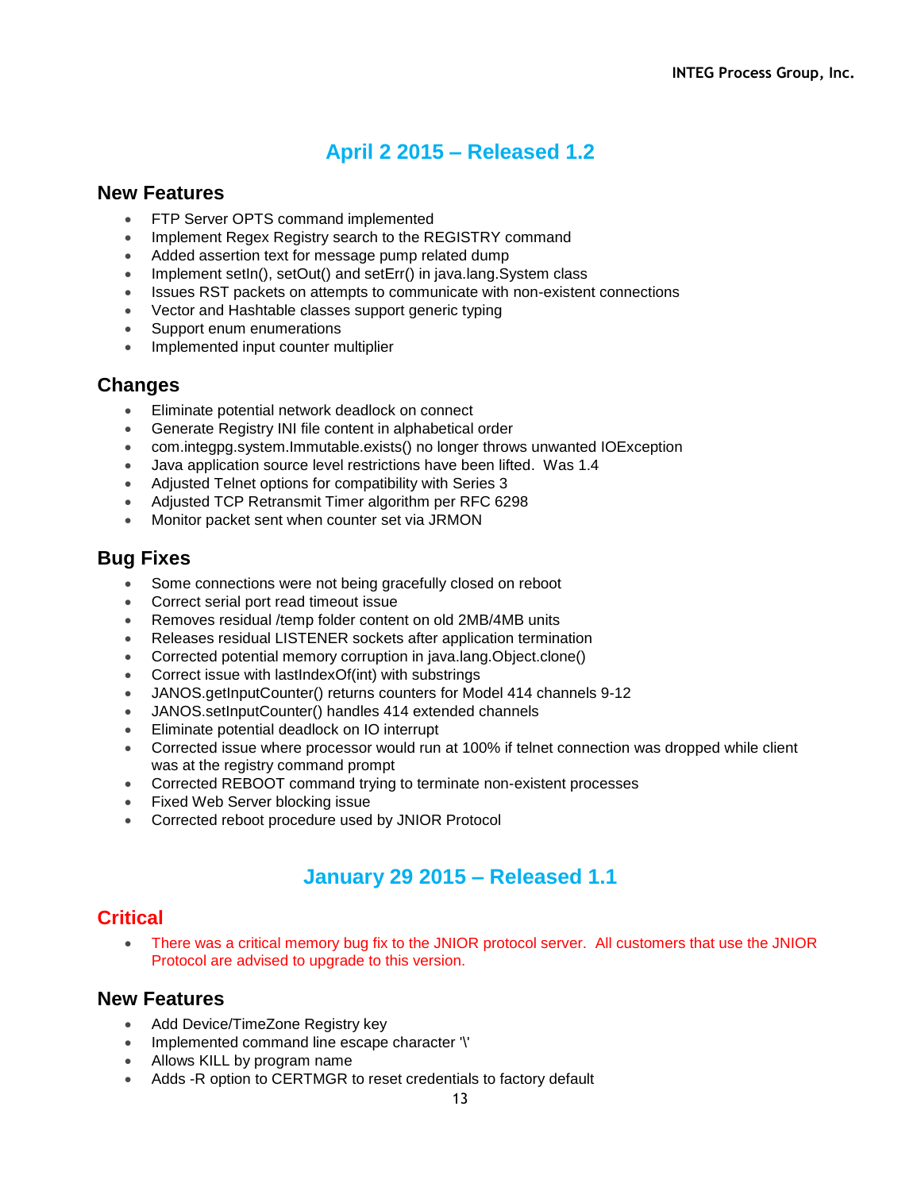## April 2 2015 – Released 1.2

### New Features

- FTP Server OPTS command implemented
- Implement Regex Registry search to the REGISTRY command
- Added assertion text for message pump related dump
- Implement setIn(), setOut() and setErr() in java.lang.System class
- Issues RST packets on attempts to communicate with non-existent connections
- Vector and Hashtable classes support generic typing
- Support enum enumerations
- Implemented input counter multiplier

### Changes

- Eliminate potential network deadlock on connect
- Generate Registry INI file content in alphabetical order
- com.integpg.system.Immutable.exists() no longer throws unwanted IOException
- Java application source level restrictions have been lifted.  Was 1.4
- Adjusted Telnet options for compatibility with Series 3
- Adjusted TCP Retransmit Timer algorithm per RFC 6298
- Monitor packet sent when counter set via JRMON

### Bug Fixes

- Some connections were not being gracefully closed on reboot
- Correct serial port read timeout issue
- Removes residual /temp folder content on old 2MB/4MB units
- Releases residual LISTENER sockets after application termination
- Corrected potential memory corruption in java.lang.Object.clone()
- Correct issue with lastIndexOf(int) with substrings
- JANOS.getInputCounter() returns counters for Model 414 channels 9-12
- JANOS.setInputCounter() handles 414 extended channels
- Eliminate potential deadlock on IO interrupt
- Corrected issue where processor would run at 100% if telnet connection was dropped while client was at the registry command prompt
- Corrected REBOOT command trying to terminate non-existent processes
- Fixed Web Server blocking issue
- Corrected reboot procedure used by JNIOR Protocol

## January 29 2015 – Released 1.1

### Critical

- There was a critical memory bug fix to the JNIOR protocol server.  All customers that use the JNIOR Protocol are advised to upgrade to this version.

### New Features

- Add Device/TimeZone Registry key
- Implemented command line escape character '\'
- Allows KILL by program name
- Adds -R option to CERTMGR to reset credentials to factory default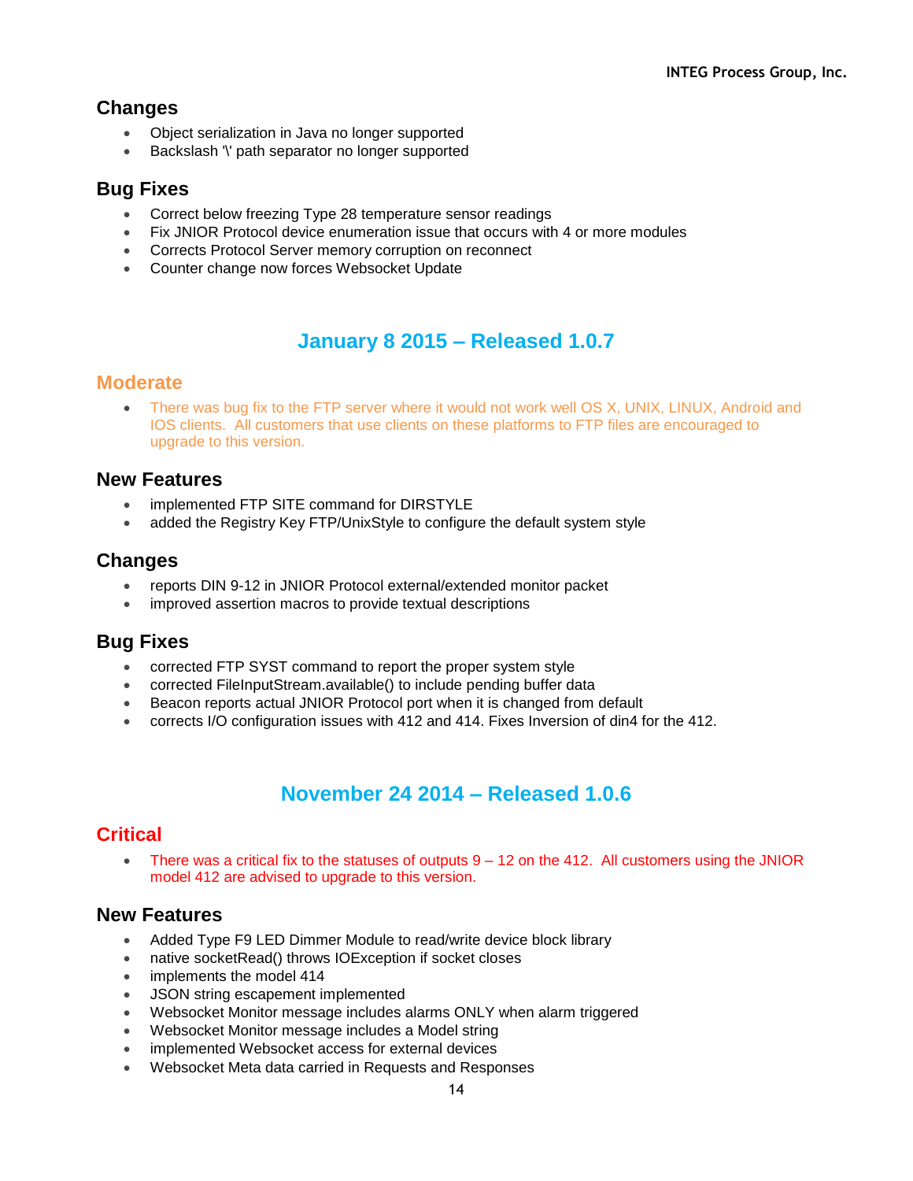## Changes

- Object serialization in Java no longer supported
- Backslash '\' path separator no longer supported

## Bug Fixes

- Correct below freezing Type 28 temperature sensor readings
- Fix JNIOR Protocol device enumeration issue that occurs with 4 or more modules
- Corrects Protocol Server memory corruption on reconnect
- Counter change now forces Websocket Update

# January 8 2015 – Released 1.0.7

## Moderate

- There was bug fix to the FTP server where it would not work well OS X, UNIX, LINUX, Android and IOS clients. All customers that use clients on these platforms to FTP files are encouraged to upgrade to this version.

## New Features

- implemented FTP SITE command for DIRSTYLE
- added the Registry Key FTP/UnixStyle to configure the default system style

## Changes

- reports DIN 9-12 in JNIOR Protocol external/extended monitor packet
- improved assertion macros to provide textual descriptions

## Bug Fixes

- corrected FTP SYST command to report the proper system style
- corrected FileInputStream.available() to include pending buffer data
- Beacon reports actual JNIOR Protocol port when it is changed from default
- corrects I/O configuration issues with 412 and 414. Fixes Inversion of din4 for the 412.

# November 24 2014 – Released 1.0.6

## Critical

- There was a critical fix to the statuses of outputs 9 – 12 on the 412. All customers using the JNIOR model 412 are advised to upgrade to this version.

## New Features

- Added Type F9 LED Dimmer Module to read/write device block library
- native socketRead() throws IOException if socket closes
- implements the model 414
- JSON string escapement implemented
- Websocket Monitor message includes alarms ONLY when alarm triggered
- Websocket Monitor message includes a Model string
- implemented Websocket access for external devices
- Websocket Meta data carried in Requests and Responses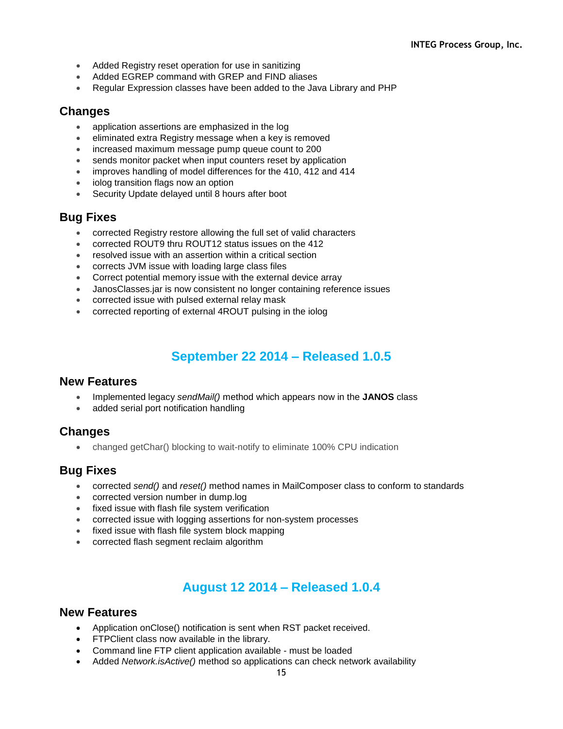- Added Registry reset operation for use in sanitizing
- Added EGREP command with GREP and FIND aliases
- Regular Expression classes have been added to the Java Library and PHP

### Changes

- application assertions are emphasized in the log
- eliminated extra Registry message when a key is removed
- increased maximum message pump queue count to 200
- sends monitor packet when input counters reset by application
- improves handling of model differences for the 410, 412 and 414
- iolog transition flags now an option
- Security Update delayed until 8 hours after boot

### Bug Fixes

- corrected Registry restore allowing the full set of valid characters
- corrected ROUT9 thru ROUT12 status issues on the 412
- resolved issue with an assertion within a critical section
- corrects JVM issue with loading large class files
- Correct potential memory issue with the external device array
- JanosClasses.jar is now consistent no longer containing reference issues
- corrected issue with pulsed external relay mask
- corrected reporting of external 4ROUT pulsing in the iolog

## September 22 2014 – Released 1.0.5

### New Features

- Implemented legacy *sendMail()* method which appears now in the **JANOS** class
- added serial port notification handling

### Changes

- changed getChar() blocking to wait-notify to eliminate 100% CPU indication

### Bug Fixes

- corrected *send()* and *reset()* method names in MailComposer class to conform to standards
- corrected version number in dump.log
- fixed issue with flash file system verification
- corrected issue with logging assertions for non-system processes
- fixed issue with flash file system block mapping
- corrected flash segment reclaim algorithm

## August 12 2014 – Released 1.0.4

### New Features

- Application onClose() notification is sent when RST packet received.
- FTPClient class now available in the library.
- Command line FTP client application available - must be loaded
- Added *Network.isActive()* method so applications can check network availability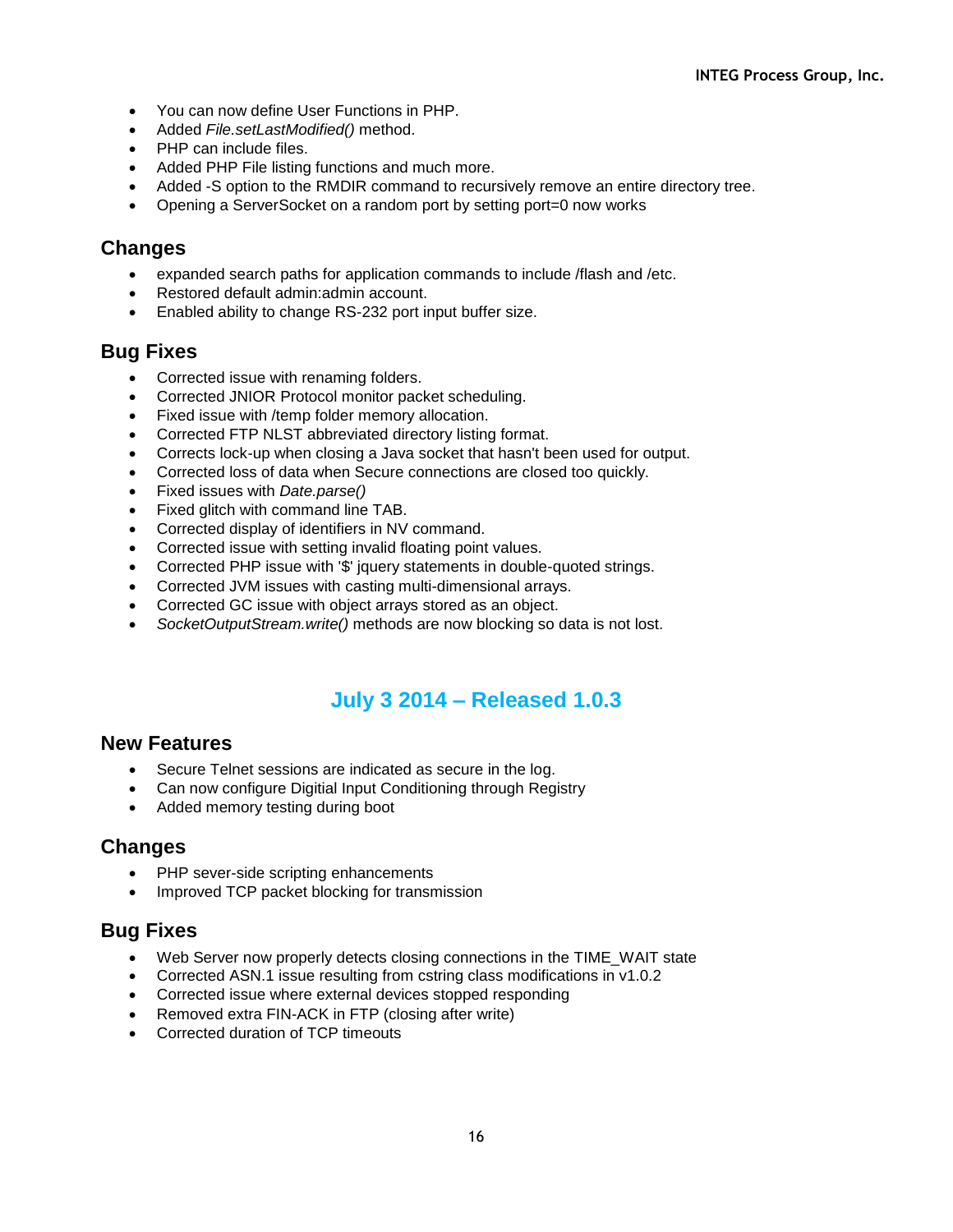- You can now define User Functions in PHP.
- Added *File.setLastModified()* method.
- PHP can include files.
- Added PHP File listing functions and much more.
- Added -S option to the RMDIR command to recursively remove an entire directory tree.
- Opening a ServerSocket on a random port by setting port=0 now works

## Changes

- expanded search paths for application commands to include /flash and /etc.
- Restored default admin:admin account.
- Enabled ability to change RS-232 port input buffer size.

## Bug Fixes

- Corrected issue with renaming folders.
- Corrected JNIOR Protocol monitor packet scheduling.
- Fixed issue with /temp folder memory allocation.
- Corrected FTP NLST abbreviated directory listing format.
- Corrects lock-up when closing a Java socket that hasn't been used for output.
- Corrected loss of data when Secure connections are closed too quickly.
- Fixed issues with *Date.parse()*
- Fixed glitch with command line TAB.
- Corrected display of identifiers in NV command.
- Corrected issue with setting invalid floating point values.
- Corrected PHP issue with '$' jquery statements in double-quoted strings.
- Corrected JVM issues with casting multi-dimensional arrays.
- Corrected GC issue with object arrays stored as an object.
- *SocketOutputStream.write()* methods are now blocking so data is not lost.

# July 3 2014 – Released 1.0.3

## New Features

- Secure Telnet sessions are indicated as secure in the log.
- Can now configure Digitial Input Conditioning through Registry
- Added memory testing during boot

## Changes

- PHP sever-side scripting enhancements
- Improved TCP packet blocking for transmission

## Bug Fixes

- Web Server now properly detects closing connections in the TIME_WAIT state
- Corrected ASN.1 issue resulting from cstring class modifications in v1.0.2
- Corrected issue where external devices stopped responding
- Removed extra FIN-ACK in FTP (closing after write)
- Corrected duration of TCP timeouts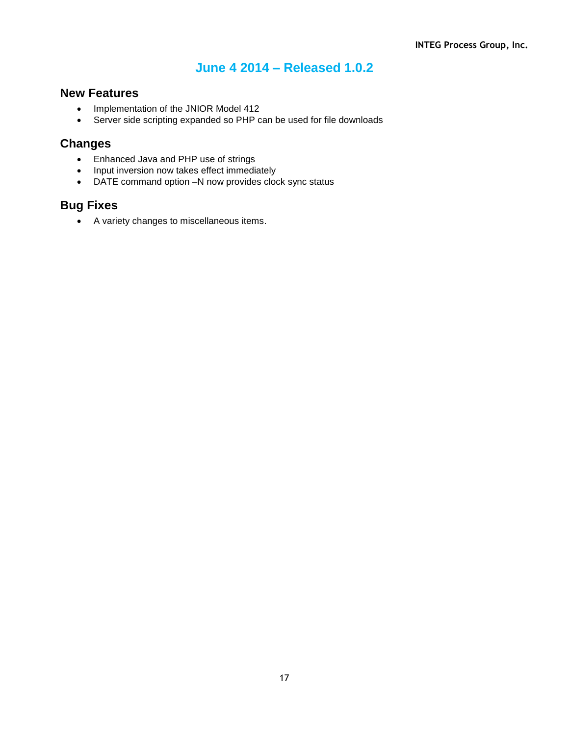## June 4 2014 – Released 1.0.2

### New Features

- Implementation of the JNIOR Model 412
- Server side scripting expanded so PHP can be used for file downloads

### Changes

- Enhanced Java and PHP use of strings
- Input inversion now takes effect immediately
- DATE command option –N now provides clock sync status

### Bug Fixes

- A variety changes to miscellaneous items.